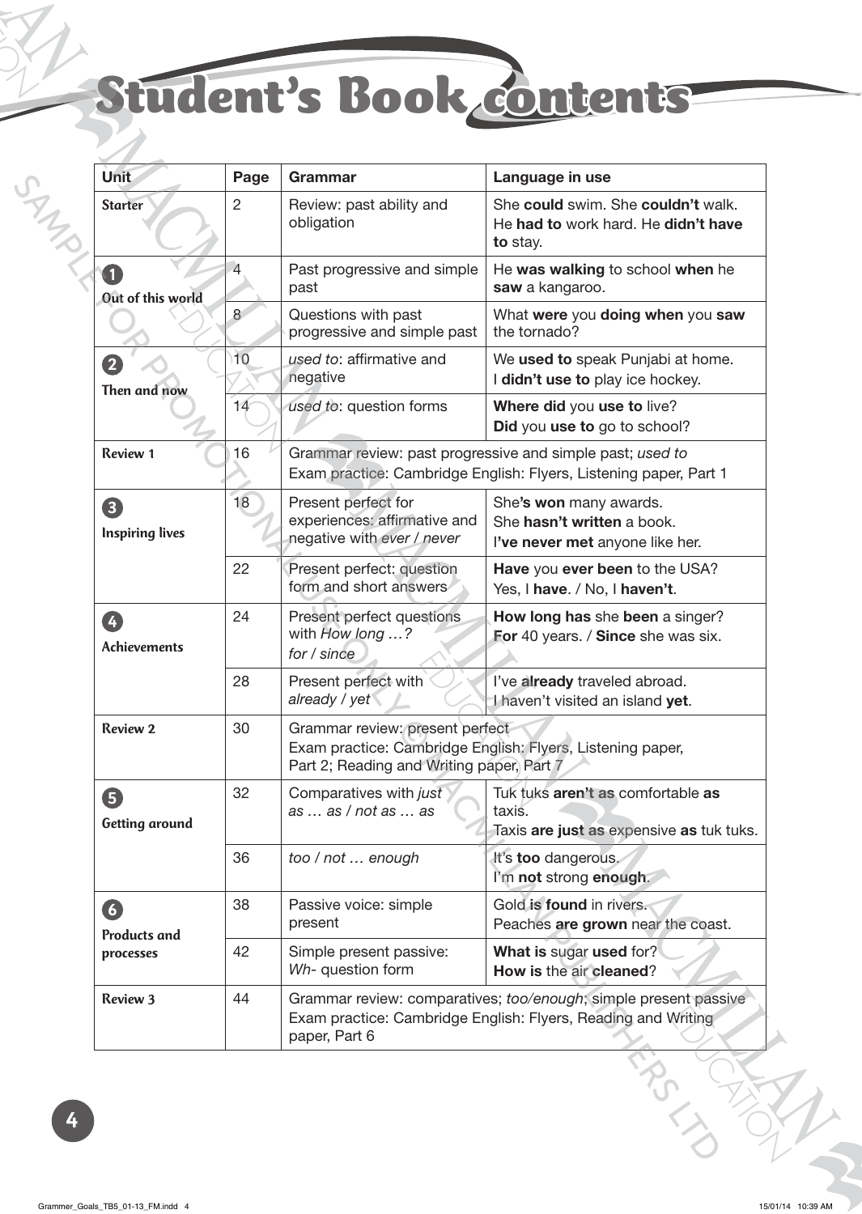# Student's Book contents

| Unit | Page | Grammar | Language in use |
|---|---|---|---|
| **Starter** | 2 | Review: past ability and obligation | She **could** swim. She **couldn't** walk. He **had to** work hard. He **didn't have to** stay. |
| **1 Out of this world** | 4 | Past progressive and simple past | He **was walking** to school **when** he **saw** a kangaroo. |
| | 8 | Questions with past progressive and simple past | What **were** you **doing when** you **saw** the tornado? |
| **2 Then and now** | 10 | *used to*: affirmative and negative | We **used to** speak Punjabi at home. I **didn't use to** play ice hockey. |
| | 14 | *used to*: question forms | **Where did** you **use to** live? **Did** you **use to** go to school? |
| **Review 1** | 16 | Grammar review: past progressive and simple past; *used to* Exam practice: Cambridge English: Flyers, Listening paper, Part 1 | |
| **3 Inspiring lives** | 18 | Present perfect for experiences: affirmative and negative with *ever* / *never* | She**'s won** many awards. She **hasn't written** a book. I**'ve never met** anyone like her. |
| | 22 | Present perfect: question form and short answers | **Have** you **ever been** to the USA? Yes, I **have**. / No, I **haven't**. |
| **4 Achievements** | 24 | Present perfect questions with *How long …?* *for* / *since* | **How long has** she **been** a singer? **For** 40 years. / **Since** she was six. |
| | 28 | Present perfect with *already* / *yet* | I've **already** traveled abroad. I haven't visited an island **yet**. |
| **Review 2** | 30 | Grammar review: present perfect Exam practice: Cambridge English: Flyers, Listening paper, Part 2; Reading and Writing paper, Part 7 | |
| **5 Getting around** | 32 | Comparatives with *just as … as* / *not as … as* | Tuk tuks **aren't as** comfortable **as** taxis. Taxis **are just as** expensive **as** tuk tuks. |
| | 36 | *too* / *not … enough* | It's **too** dangerous. I'm **not** strong **enough**. |
| **6 Products and processes** | 38 | Passive voice: simple present | Gold **is found** in rivers. Peaches **are grown** near the coast. |
| | 42 | Simple present passive: *Wh-* question form | **What is** sugar **used** for? **How is** the air **cleaned**? |
| **Review 3** | 44 | Grammar review: comparatives; *too/enough*; simple present passive Exam practice: Cambridge English: Flyers, Reading and Writing paper, Part 6 | |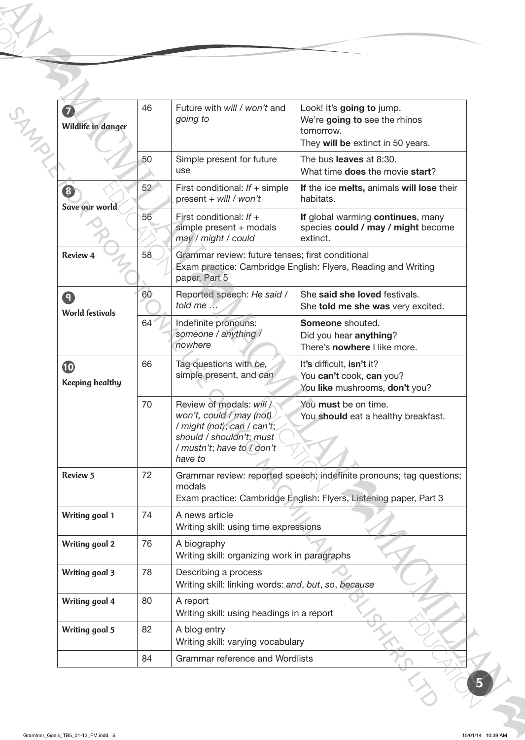| | | | |
|---|---|---|---|
| **7** Wildlife in danger | 46 | Future with *will* / *won't* and *going to* | Look! It's **going to** jump.<br>We're **going to** see the rhinos tomorrow.<br>They **will be** extinct in 50 years. |
| | 50 | Simple present for future use | The bus **leaves** at 8:30.<br>What time **does** the movie **start**? |
| **8** Save our world | 52 | First conditional: *If* + simple present + *will* / *won't* | **If** the ice **melts,** animals **will lose** their habitats. |
| | 56 | First conditional: *If* + simple present + modals *may* / *might* / *could* | **If** global warming **continues**, many species **could / may / might** become extinct. |
| Review 4 | 58 | Grammar review: future tenses; first conditional<br>Exam practice: Cambridge English: Flyers, Reading and Writing paper, Part 5 | |
| **9** World festivals | 60 | Reported speech: *He said* / *told me …* | She **said she loved** festivals.<br>She **told me she was** very excited. |
| | 64 | Indefinite pronouns: *someone* / *anything* / *nowhere* | **Someone** shouted.<br>Did you hear **anything**?<br>There's **nowhere** I like more. |
| **10** Keeping healthy | 66 | Tag questions with *be,* simple present, and *can* | It**'s** difficult, **isn't** it?<br>You **can't** cook, **can** you?<br>You **like** mushrooms, **don't** you? |
| | 70 | Review of modals: *will* / *won't, could* / *may (not)* / *might (not)*; *can* / *can't*; *should* / *shouldn't*; *must* / *mustn't*; *have to* / *don't have to* | You **must** be on time.<br>You **should** eat a healthy breakfast. |
| Review 5 | 72 | Grammar review: reported speech; indefinite pronouns; tag questions; modals<br>Exam practice: Cambridge English: Flyers, Listening paper, Part 3 | |
| Writing goal 1 | 74 | A news article<br>Writing skill: using time expressions | |
| Writing goal 2 | 76 | A biography<br>Writing skill: organizing work in paragraphs | |
| Writing goal 3 | 78 | Describing a process<br>Writing skill: linking words: *and*, *but*, *so*, *because* | |
| Writing goal 4 | 80 | A report<br>Writing skill: using headings in a report | |
| Writing goal 5 | 82 | A blog entry<br>Writing skill: varying vocabulary | |
| | 84 | Grammar reference and Wordlists | |